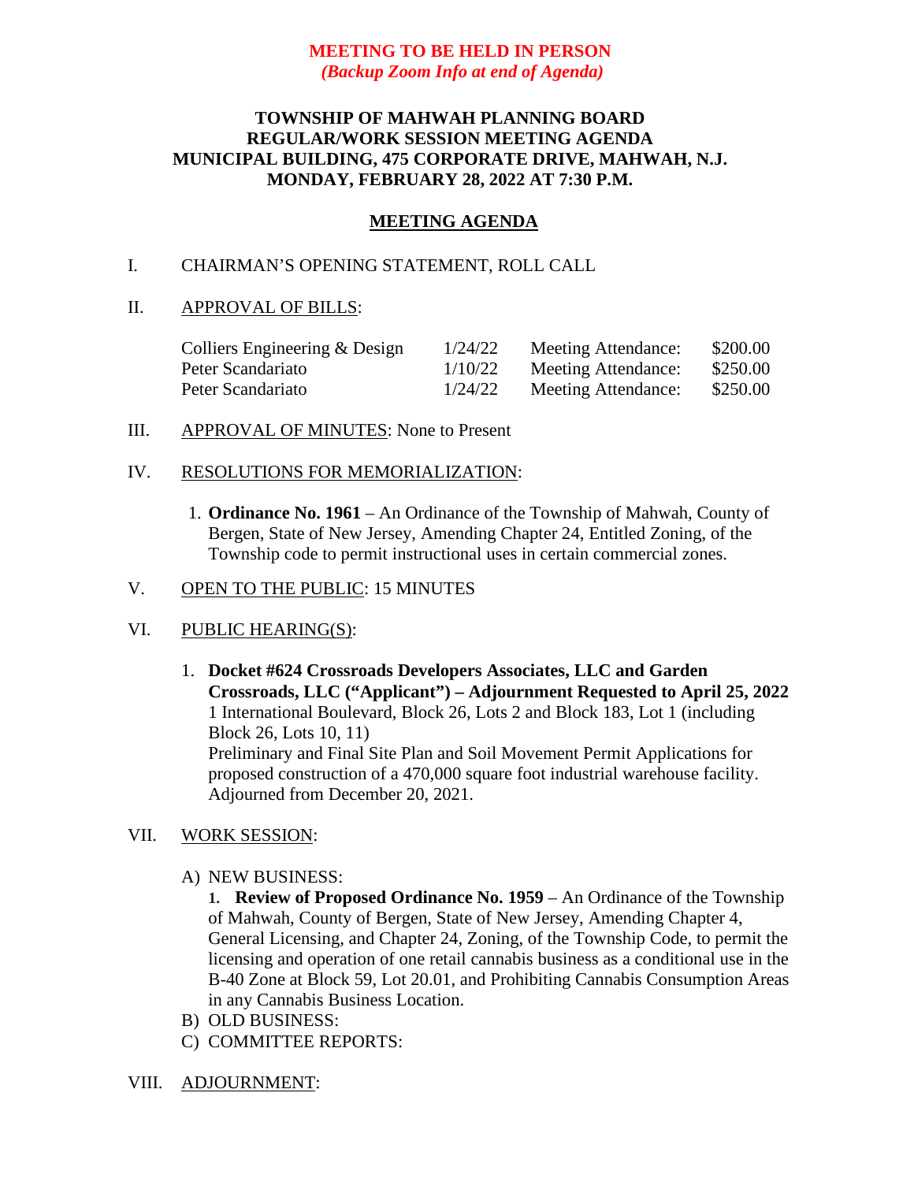**MEETING TO BE HELD IN PERSON**
***(Backup Zoom Info at end of Agenda)***

# TOWNSHIP OF MAHWAH PLANNING BOARD
## REGULAR/WORK SESSION MEETING AGENDA
## MUNICIPAL BUILDING, 475 CORPORATE DRIVE, MAHWAH, N.J.
## MONDAY, FEBRUARY 28, 2022 AT 7:30 P.M.

## MEETING AGENDA

I. CHAIRMAN'S OPENING STATEMENT, ROLL CALL

II. APPROVAL OF BILLS:

| | | | |
|---|---|---|---|
| Colliers Engineering & Design | 1/24/22 | Meeting Attendance: | $200.00 |
| Peter Scandariato | 1/10/22 | Meeting Attendance: | $250.00 |
| Peter Scandariato | 1/24/22 | Meeting Attendance: | $250.00 |

III. APPROVAL OF MINUTES: None to Present

IV. RESOLUTIONS FOR MEMORIALIZATION:

1. **Ordinance No. 1961** – An Ordinance of the Township of Mahwah, County of Bergen, State of New Jersey, Amending Chapter 24, Entitled Zoning, of the Township code to permit instructional uses in certain commercial zones.

V. OPEN TO THE PUBLIC: 15 MINUTES

VI. PUBLIC HEARING(S):

1. **Docket #624 Crossroads Developers Associates, LLC and Garden Crossroads, LLC ("Applicant") – Adjournment Requested to April 25, 2022**
   1 International Boulevard, Block 26, Lots 2 and Block 183, Lot 1 (including Block 26, Lots 10, 11)
   Preliminary and Final Site Plan and Soil Movement Permit Applications for proposed construction of a 470,000 square foot industrial warehouse facility. Adjourned from December 20, 2021.

VII. WORK SESSION:

A) NEW BUSINESS:
   1. **Review of Proposed Ordinance No. 1959** – An Ordinance of the Township of Mahwah, County of Bergen, State of New Jersey, Amending Chapter 4, General Licensing, and Chapter 24, Zoning, of the Township Code, to permit the licensing and operation of one retail cannabis business as a conditional use in the B-40 Zone at Block 59, Lot 20.01, and Prohibiting Cannabis Consumption Areas in any Cannabis Business Location.

B) OLD BUSINESS:

C) COMMITTEE REPORTS:

VIII. ADJOURNMENT: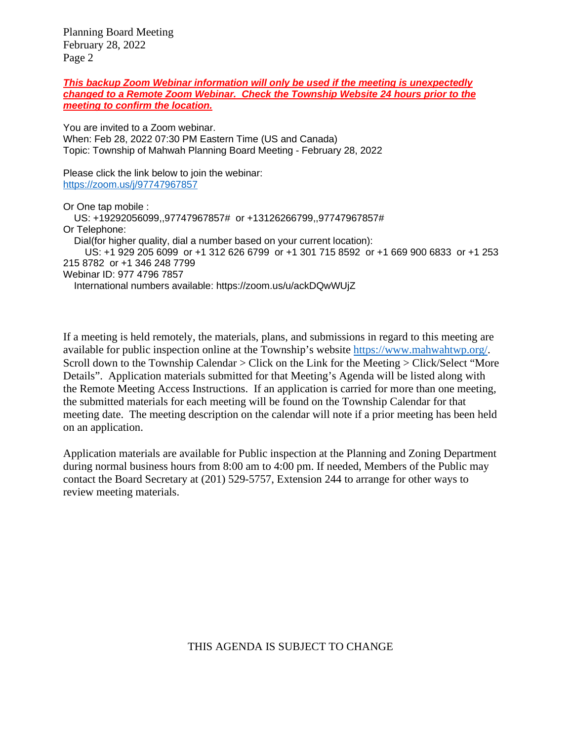***This backup Zoom Webinar information will only be used if the meeting is unexpectedly changed to a Remote Zoom Webinar. Check the Township Website 24 hours prior to the meeting to confirm the location.***

You are invited to a Zoom webinar.
When: Feb 28, 2022 07:30 PM Eastern Time (US and Canada)
Topic: Township of Mahwah Planning Board Meeting - February 28, 2022

Please click the link below to join the webinar:
https://zoom.us/j/97747967857

Or One tap mobile :
US: +19292056099,,97747967857# or +13126266799,,97747967857#
Or Telephone:
Dial(for higher quality, dial a number based on your current location):
US: +1 929 205 6099 or +1 312 626 6799 or +1 301 715 8592 or +1 669 900 6833 or +1 253 215 8782 or +1 346 248 7799
Webinar ID: 977 4796 7857
International numbers available: https://zoom.us/u/ackDQwWUjZ

If a meeting is held remotely, the materials, plans, and submissions in regard to this meeting are available for public inspection online at the Township's website https://www.mahwahtwp.org/. Scroll down to the Township Calendar > Click on the Link for the Meeting > Click/Select "More Details". Application materials submitted for that Meeting's Agenda will be listed along with the Remote Meeting Access Instructions. If an application is carried for more than one meeting, the submitted materials for each meeting will be found on the Township Calendar for that meeting date. The meeting description on the calendar will note if a prior meeting has been held on an application.

Application materials are available for Public inspection at the Planning and Zoning Department during normal business hours from 8:00 am to 4:00 pm. If needed, Members of the Public may contact the Board Secretary at (201) 529-5757, Extension 244 to arrange for other ways to review meeting materials.

THIS AGENDA IS SUBJECT TO CHANGE